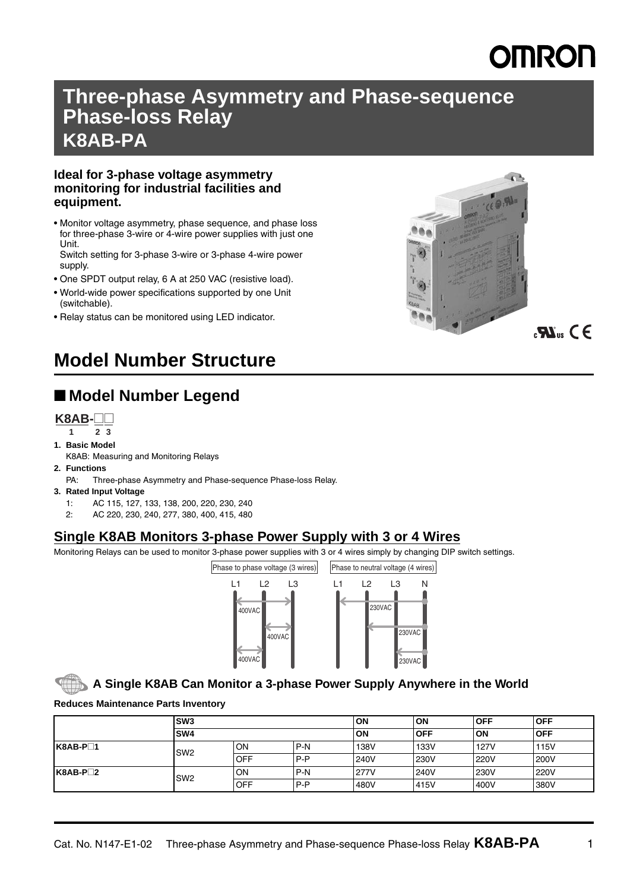# Three-phase Asymmetry and Phase-sequence Phase-loss Relay

# K8AB-PA

**Ideal for 3-phase voltage asymmetry monitoring for industrial facilities and equipment.**

- Monitor voltage asymmetry, phase sequence, and phase loss for three-phase 3-wire or 4-wire power supplies with just one Unit.
  Switch setting for 3-phase 3-wire or 3-phase 4-wire power supply.
- One SPDT output relay, 6 A at 250 VAC (resistive load).
- World-wide power specifications supported by one Unit (switchable).
- Relay status can be monitored using LED indicator.

# Model Number Structure

## ■ Model Number Legend

**K8AB-□□**

1 2 3

1. **Basic Model**
   K8AB: Measuring and Monitoring Relays
2. **Functions**
   PA: Three-phase Asymmetry and Phase-sequence Phase-loss Relay.
3. **Rated Input Voltage**
   1: AC 115, 127, 133, 138, 200, 220, 230, 240
   2: AC 220, 230, 240, 277, 380, 400, 415, 480

## Single K8AB Monitors 3-phase Power Supply with 3 or 4 Wires

Monitoring Relays can be used to monitor 3-phase power supplies with 3 or 4 wires simply by changing DIP switch settings.

Phase to phase voltage (3 wires): L1 L2 L3 — 400VAC, 400VAC, 400VAC

Phase to neutral voltage (4 wires): L1 L2 L3 N — 230VAC, 230VAC, 230VAC

### A Single K8AB Can Monitor a 3-phase Power Supply Anywhere in the World

**Reduces Maintenance Parts Inventory**

| | SW3 | | | ON | ON | OFF | OFF |
|---|---|---|---|---|---|---|---|
| | SW4 | | | ON | OFF | ON | OFF |
| K8AB-P□1 | SW2 | ON | P-N | 138V | 133V | 127V | 115V |
| | | OFF | P-P | 240V | 230V | 220V | 200V |
| K8AB-P□2 | SW2 | ON | P-N | 277V | 240V | 230V | 220V |
| | | OFF | P-P | 480V | 415V | 400V | 380V |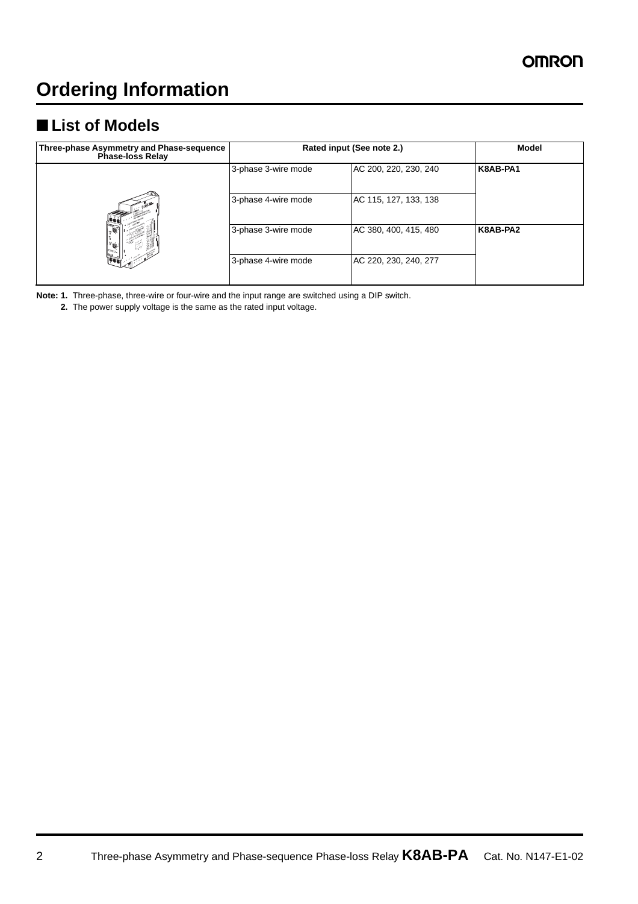# Ordering Information

## ■ List of Models

| Three-phase Asymmetry and Phase-sequence Phase-loss Relay | Rated input (See note 2.) | | Model |
|---|---|---|---|
| | 3-phase 3-wire mode | AC 200, 220, 230, 240 | **K8AB-PA1** |
| | 3-phase 4-wire mode | AC 115, 127, 133, 138 | |
| | 3-phase 3-wire mode | AC 380, 400, 415, 480 | **K8AB-PA2** |
| | 3-phase 4-wire mode | AC 220, 230, 240, 277 | |

**Note: 1.** Three-phase, three-wire or four-wire and the input range are switched using a DIP switch.

**2.** The power supply voltage is the same as the rated input voltage.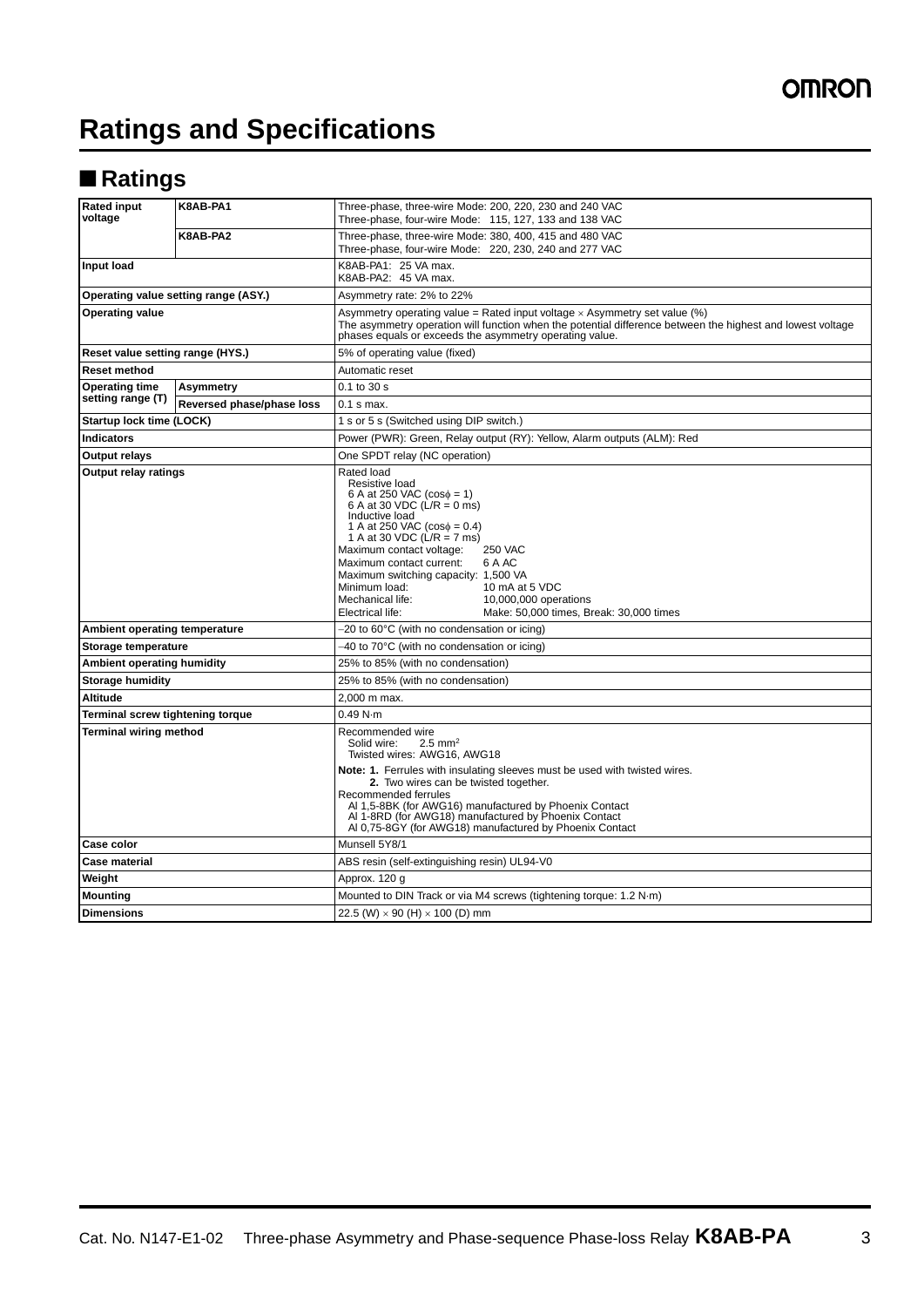# Ratings and Specifications

## ■ Ratings

| | | |
|---|---|---|
| **Rated input voltage** | **K8AB-PA1** | Three-phase, three-wire Mode: 200, 220, 230 and 240 VAC<br>Three-phase, four-wire Mode: 115, 127, 133 and 138 VAC |
| | **K8AB-PA2** | Three-phase, three-wire Mode: 380, 400, 415 and 480 VAC<br>Three-phase, four-wire Mode: 220, 230, 240 and 277 VAC |
| **Input load** | | K8AB-PA1: 25 VA max.<br>K8AB-PA2: 45 VA max. |
| **Operating value setting range (ASY.)** | | Asymmetry rate: 2% to 22% |
| **Operating value** | | Asymmetry operating value = Rated input voltage × Asymmetry set value (%)<br>The asymmetry operation will function when the potential difference between the highest and lowest voltage phases equals or exceeds the asymmetry operating value. |
| **Reset value setting range (HYS.)** | | 5% of operating value (fixed) |
| **Reset method** | | Automatic reset |
| **Operating time setting range (T)** | **Asymmetry** | 0.1 to 30 s |
| | **Reversed phase/phase loss** | 0.1 s max. |
| **Startup lock time (LOCK)** | | 1 s or 5 s (Switched using DIP switch.) |
| **Indicators** | | Power (PWR): Green, Relay output (RY): Yellow, Alarm outputs (ALM): Red |
| **Output relays** | | One SPDT relay (NC operation) |
| **Output relay ratings** | | Rated load<br>Resistive load<br>6 A at 250 VAC (cosϕ = 1)<br>6 A at 30 VDC (L/R = 0 ms)<br>Inductive load<br>1 A at 250 VAC (cosϕ = 0.4)<br>1 A at 30 VDC (L/R = 7 ms)<br>Maximum contact voltage: 250 VAC<br>Maximum contact current: 6 A AC<br>Maximum switching capacity: 1,500 VA<br>Minimum load: 10 mA at 5 VDC<br>Mechanical life: 10,000,000 operations<br>Electrical life: Make: 50,000 times, Break: 30,000 times |
| **Ambient operating temperature** | | −20 to 60°C (with no condensation or icing) |
| **Storage temperature** | | −40 to 70°C (with no condensation or icing) |
| **Ambient operating humidity** | | 25% to 85% (with no condensation) |
| **Storage humidity** | | 25% to 85% (with no condensation) |
| **Altitude** | | 2,000 m max. |
| **Terminal screw tightening torque** | | 0.49 N·m |
| **Terminal wiring method** | | Recommended wire<br>Solid wire: 2.5 mm²<br>Twisted wires: AWG16, AWG18<br>**Note: 1.** Ferrules with insulating sleeves must be used with twisted wires.<br>**2.** Two wires can be twisted together.<br>Recommended ferrules<br>AI 1,5-8BK (for AWG16) manufactured by Phoenix Contact<br>AI 1-8RD (for AWG18) manufactured by Phoenix Contact<br>AI 0,75-8GY (for AWG18) manufactured by Phoenix Contact |
| **Case color** | | Munsell 5Y8/1 |
| **Case material** | | ABS resin (self-extinguishing resin) UL94-V0 |
| **Weight** | | Approx. 120 g |
| **Mounting** | | Mounted to DIN Track or via M4 screws (tightening torque: 1.2 N·m) |
| **Dimensions** | | 22.5 (W) × 90 (H) × 100 (D) mm |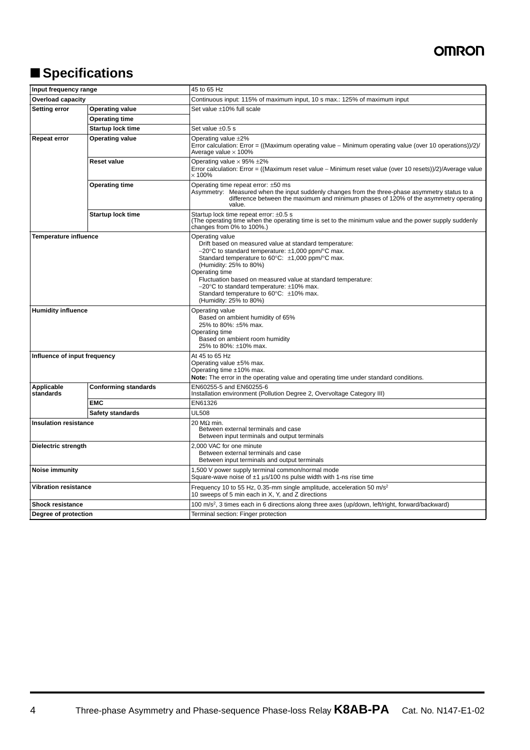## ■ Specifications

| | | |
|---|---|---|
| **Input frequency range** | | 45 to 65 Hz |
| **Overload capacity** | | Continuous input: 115% of maximum input, 10 s max.: 125% of maximum input |
| **Setting error** | **Operating value** | Set value ±10% full scale |
| | **Operating time** | |
| | **Startup lock time** | Set value ±0.5 s |
| **Repeat error** | **Operating value** | Operating value ±2%<br>Error calculation: Error = ((Maximum operating value − Minimum operating value (over 10 operations))/2)/ Average value × 100% |
| | **Reset value** | Operating value × 95% ±2%<br>Error calculation: Error = ((Maximum reset value − Minimum reset value (over 10 resets))/2)/Average value × 100% |
| | **Operating time** | Operating time repeat error: ±50 ms<br>Asymmetry: Measured when the input suddenly changes from the three-phase asymmetry status to a difference between the maximum and minimum phases of 120% of the asymmetry operating value. |
| | **Startup lock time** | Startup lock time repeat error: ±0.5 s<br>(The operating time when the operating time is set to the minimum value and the power supply suddenly changes from 0% to 100%.) |
| **Temperature influence** | | Operating value<br>Drift based on measured value at standard temperature:<br>−20°C to standard temperature: ±1,000 ppm/°C max.<br>Standard temperature to 60°C: ±1,000 ppm/°C max.<br>(Humidity: 25% to 80%)<br>Operating time<br>Fluctuation based on measured value at standard temperature:<br>−20°C to standard temperature: ±10% max.<br>Standard temperature to 60°C: ±10% max.<br>(Humidity: 25% to 80%) |
| **Humidity influence** | | Operating value<br>Based on ambient humidity of 65%<br>25% to 80%: ±5% max.<br>Operating time<br>Based on ambient room humidity<br>25% to 80%: ±10% max. |
| **Influence of input frequency** | | At 45 to 65 Hz<br>Operating value ±5% max.<br>Operating time ±10% max.<br>**Note:** The error in the operating value and operating time under standard conditions. |
| **Applicable standards** | **Conforming standards** | EN60255-5 and EN60255-6<br>Installation environment (Pollution Degree 2, Overvoltage Category III) |
| | **EMC** | EN61326 |
| | **Safety standards** | UL508 |
| **Insulation resistance** | | 20 MΩ min.<br>Between external terminals and case<br>Between input terminals and output terminals |
| **Dielectric strength** | | 2,000 VAC for one minute<br>Between external terminals and case<br>Between input terminals and output terminals |
| **Noise immunity** | | 1,500 V power supply terminal common/normal mode<br>Square-wave noise of ±1 µs/100 ns pulse width with 1-ns rise time |
| **Vibration resistance** | | Frequency 10 to 55 Hz, 0.35-mm single amplitude, acceleration 50 $m/s^2$<br>10 sweeps of 5 min each in X, Y, and Z directions |
| **Shock resistance** | | 100 $m/s^2$, 3 times each in 6 directions along three axes (up/down, left/right, forward/backward) |
| **Degree of protection** | | Terminal section: Finger protection |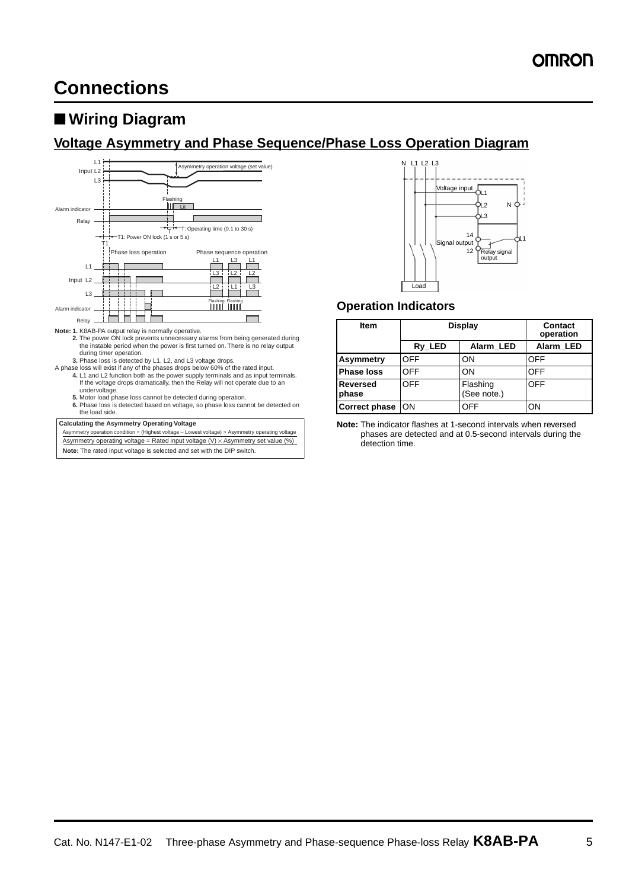# Connections

## ■ Wiring Diagram

### Voltage Asymmetry and Phase Sequence/Phase Loss Operation Diagram

**Note: 1.** K8AB-PA output relay is normally operative.

**2.** The power ON lock prevents unnecessary alarms from being generated during the instable period when the power is first turned on. There is no relay output during timer operation.

**3.** Phase loss is detected by L1, L2, and L3 voltage drops.

A phase loss will exist if any of the phases drops below 60% of the rated input.

**4.** L1 and L2 function both as the power supply terminals and as input terminals. If the voltage drops dramatically, then the Relay will not operate due to an undervoltage.

**5.** Motor load phase loss cannot be detected during operation.

**6.** Phase loss is detected based on voltage, so phase loss cannot be detected on the load side.

**Calculating the Asymmetry Operating Voltage**

Asymmetry operation condition = (Highest voltage − Lowest voltage) > Asymmetry operating voltage

Asymmetry operating voltage = Rated input voltage (V) × Asymmetry set value (%)

**Note:** The rated input voltage is selected and set with the DIP switch.

### Operation Indicators

| Item | Display | | Contact operation |
|---|---|---|---|
| | Ry_LED | Alarm_LED | Alarm_LED |
| **Asymmetry** | OFF | ON | OFF |
| **Phase loss** | OFF | ON | OFF |
| **Reversed phase** | OFF | Flashing (See note.) | OFF |
| **Correct phase** | ON | OFF | ON |

**Note:** The indicator flashes at 1-second intervals when reversed phases are detected and at 0.5-second intervals during the detection time.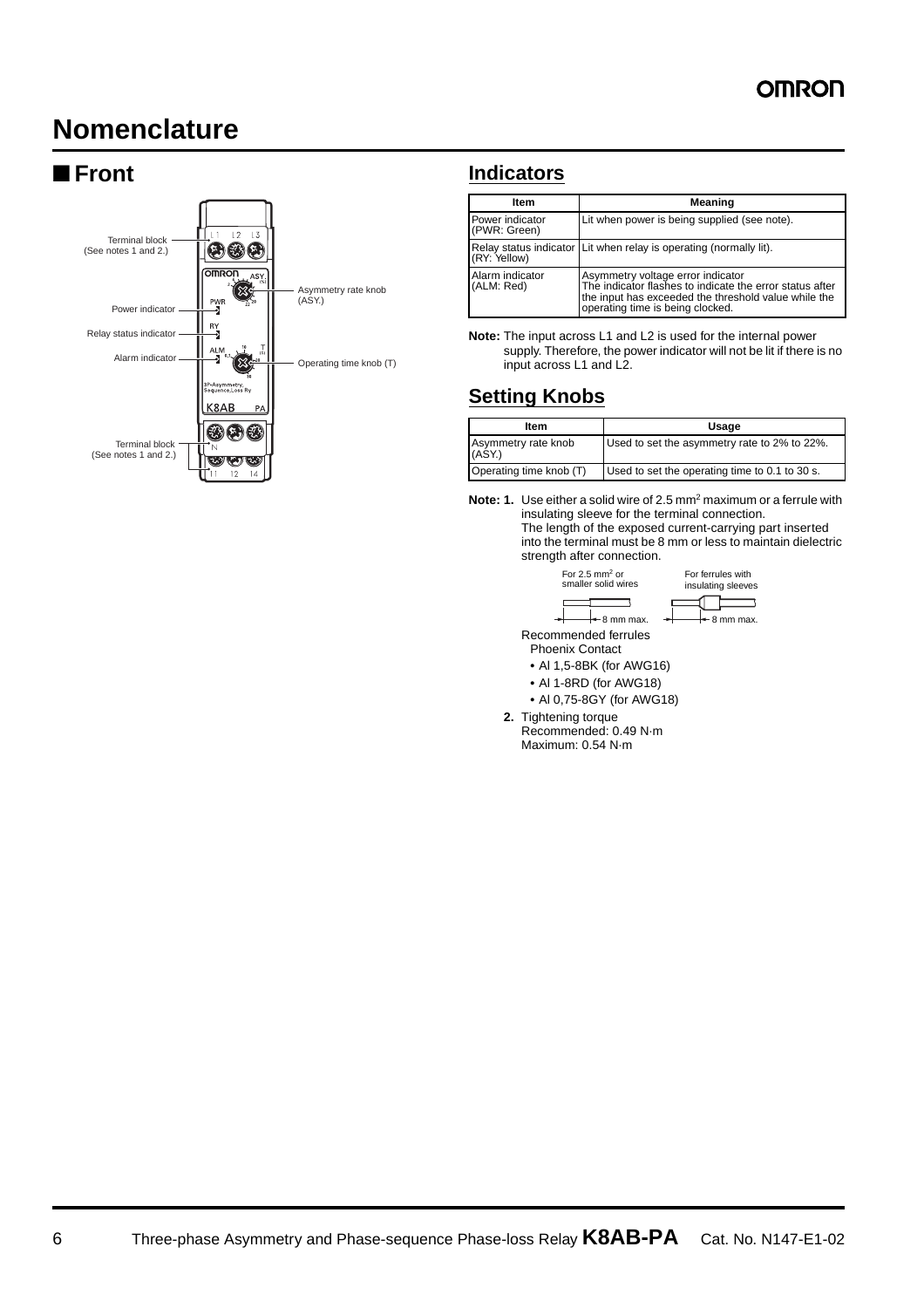# Nomenclature

## ■ Front

Terminal block (See notes 1 and 2.)

Power indicator

Relay status indicator

Alarm indicator

Terminal block (See notes 1 and 2.)

Asymmetry rate knob (ASY.)

Operating time knob (T)

## Indicators

| Item | Meaning |
|---|---|
| Power indicator (PWR: Green) | Lit when power is being supplied (see note). |
| Relay status indicator (RY: Yellow) | Lit when relay is operating (normally lit). |
| Alarm indicator (ALM: Red) | Asymmetry voltage error indicator<br>The indicator flashes to indicate the error status after the input has exceeded the threshold value while the operating time is being clocked. |

**Note:** The input across L1 and L2 is used for the internal power supply. Therefore, the power indicator will not be lit if there is no input across L1 and L2.

## Setting Knobs

| Item | Usage |
|---|---|
| Asymmetry rate knob (ASY.) | Used to set the asymmetry rate to 2% to 22%. |
| Operating time knob (T) | Used to set the operating time to 0.1 to 30 s. |

**Note: 1.** Use either a solid wire of 2.5 mm$^2$ maximum or a ferrule with insulating sleeve for the terminal connection.
The length of the exposed current-carrying part inserted into the terminal must be 8 mm or less to maintain dielectric strength after connection.

For 2.5 mm$^2$ or smaller solid wires — 8 mm max.

For ferrules with insulating sleeves — 8 mm max.

Recommended ferrules
Phoenix Contact

- AI 1,5-8BK (for AWG16)
- AI 1-8RD (for AWG18)
- AI 0,75-8GY (for AWG18)

**2.** Tightening torque
Recommended: 0.49 N·m
Maximum: 0.54 N·m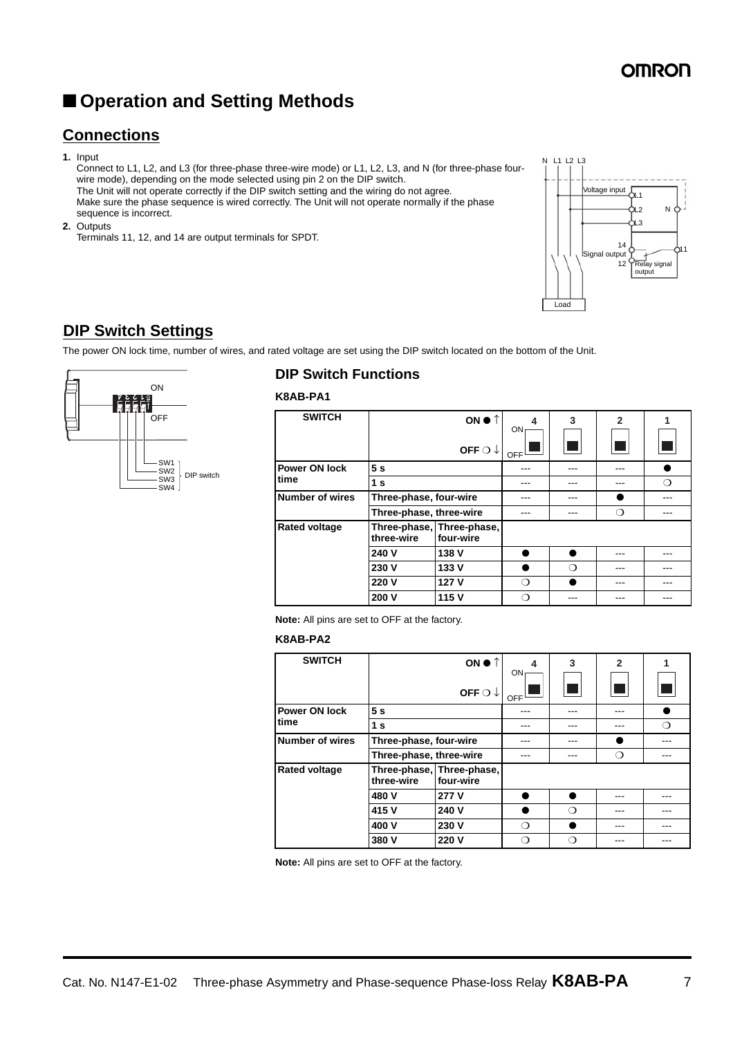## ■ Operation and Setting Methods

## Connections

1. Input
   Connect to L1, L2, and L3 (for three-phase three-wire mode) or L1, L2, L3, and N (for three-phase four-wire mode), depending on the mode selected using pin 2 on the DIP switch.
   The Unit will not operate correctly if the DIP switch setting and the wiring do not agree.
   Make sure the phase sequence is wired correctly. The Unit will not operate normally if the phase sequence is incorrect.
2. Outputs
   Terminals 11, 12, and 14 are output terminals for SPDT.

N L1 L2 L3

Voltage input L1 L2 N L3

14 Signal output 12 11 Relay signal output

Load

## DIP Switch Settings

The power ON lock time, number of wires, and rated voltage are set using the DIP switch located on the bottom of the Unit.

ON OFF SW1 SW2 SW3 SW4 DIP switch

### DIP Switch Functions

#### K8AB-PA1

| SWITCH | | ON ● ↑ / OFF ❍ ↓ | 4 | 3 | 2 | 1 |
|---|---|---|---|---|---|---|
| Power ON lock time | 5 s | | --- | --- | --- | ● |
| | 1 s | | --- | --- | --- | ❍ |
| Number of wires | Three-phase, four-wire | | --- | --- | ● | --- |
| | Three-phase, three-wire | | --- | --- | ❍ | --- |
| Rated voltage | Three-phase, three-wire | Three-phase, four-wire | | | | |
| | 240 V | 138 V | ● | ● | --- | --- |
| | 230 V | 133 V | ● | ❍ | --- | --- |
| | 220 V | 127 V | ❍ | ● | --- | --- |
| | 200 V | 115 V | ❍ | --- | --- | --- |

**Note:** All pins are set to OFF at the factory.

#### K8AB-PA2

| SWITCH | | ON ● ↑ / OFF ❍ ↓ | 4 | 3 | 2 | 1 |
|---|---|---|---|---|---|---|
| Power ON lock time | 5 s | | --- | --- | --- | ● |
| | 1 s | | --- | --- | --- | ❍ |
| Number of wires | Three-phase, four-wire | | --- | --- | ● | --- |
| | Three-phase, three-wire | | --- | --- | ❍ | --- |
| Rated voltage | Three-phase, three-wire | Three-phase, four-wire | | | | |
| | 480 V | 277 V | ● | ● | --- | --- |
| | 415 V | 240 V | ● | ❍ | --- | --- |
| | 400 V | 230 V | ❍ | ● | --- | --- |
| | 380 V | 220 V | ❍ | ❍ | --- | --- |

**Note:** All pins are set to OFF at the factory.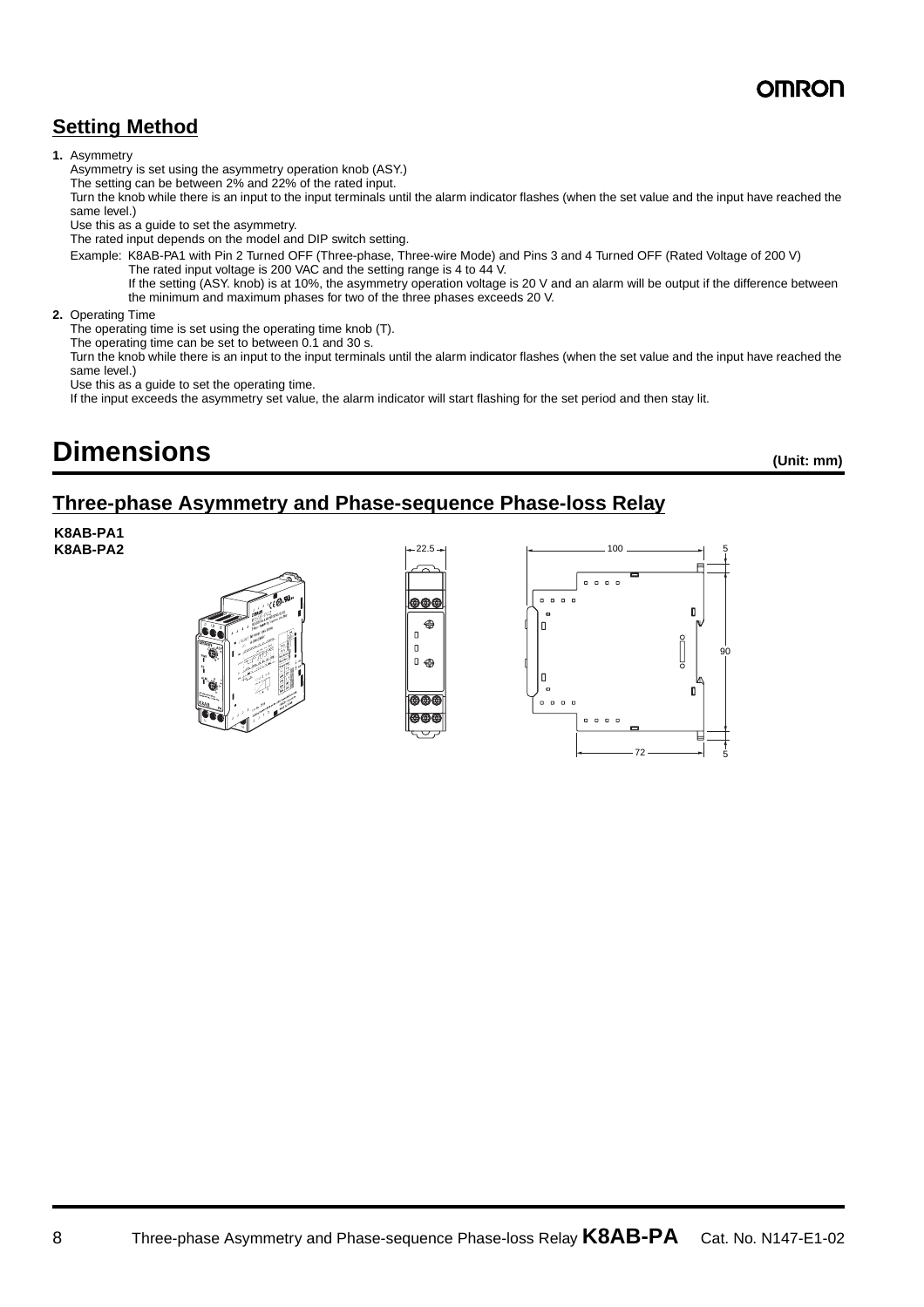## Setting Method

**1.** Asymmetry

Asymmetry is set using the asymmetry operation knob (ASY.)

The setting can be between 2% and 22% of the rated input.

Turn the knob while there is an input to the input terminals until the alarm indicator flashes (when the set value and the input have reached the same level.)

Use this as a guide to set the asymmetry.

The rated input depends on the model and DIP switch setting.

Example: K8AB-PA1 with Pin 2 Turned OFF (Three-phase, Three-wire Mode) and Pins 3 and 4 Turned OFF (Rated Voltage of 200 V)
The rated input voltage is 200 VAC and the setting range is 4 to 44 V.
If the setting (ASY. knob) is at 10%, the asymmetry operation voltage is 20 V and an alarm will be output if the difference between the minimum and maximum phases for two of the three phases exceeds 20 V.

**2.** Operating Time

The operating time is set using the operating time knob (T).

The operating time can be set to between 0.1 and 30 s.

Turn the knob while there is an input to the input terminals until the alarm indicator flashes (when the set value and the input have reached the same level.)

Use this as a guide to set the operating time.

If the input exceeds the asymmetry set value, the alarm indicator will start flashing for the set period and then stay lit.

# Dimensions

**(Unit: mm)**

## Three-phase Asymmetry and Phase-sequence Phase-loss Relay

**K8AB-PA1**
**K8AB-PA2**

22.5

100

5

90

72

5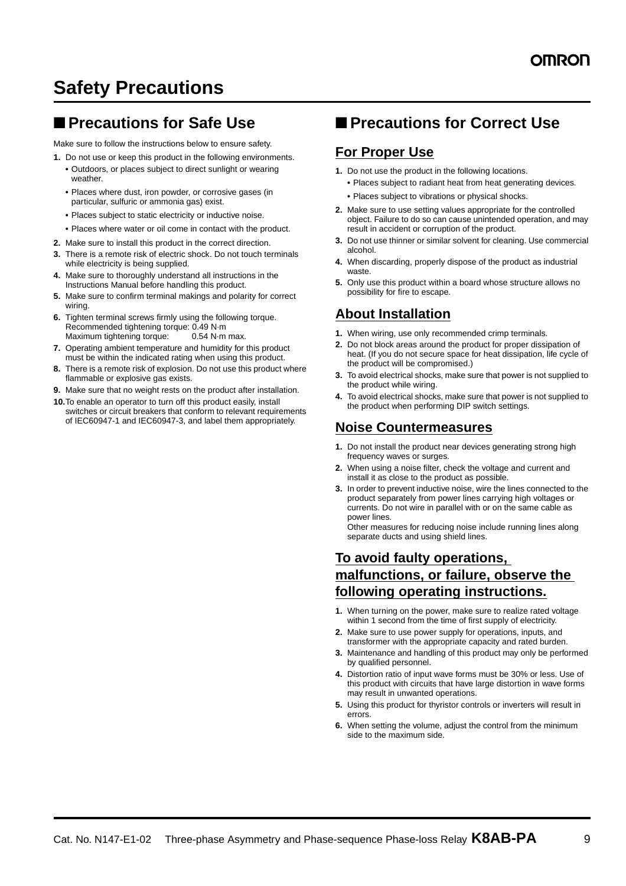# Safety Precautions

## ■ Precautions for Safe Use

Make sure to follow the instructions below to ensure safety.

1. Do not use or keep this product in the following environments.
   - Outdoors, or places subject to direct sunlight or wearing weather.
   - Places where dust, iron powder, or corrosive gases (in particular, sulfuric or ammonia gas) exist.
   - Places subject to static electricity or inductive noise.
   - Places where water or oil come in contact with the product.
2. Make sure to install this product in the correct direction.
3. There is a remote risk of electric shock. Do not touch terminals while electricity is being supplied.
4. Make sure to thoroughly understand all instructions in the Instructions Manual before handling this product.
5. Make sure to confirm terminal makings and polarity for correct wiring.
6. Tighten terminal screws firmly using the following torque.
   Recommended tightening torque: 0.49 N·m
   Maximum tightening torque: 0.54 N·m max.
7. Operating ambient temperature and humidity for this product must be within the indicated rating when using this product.
8. There is a remote risk of explosion. Do not use this product where flammable or explosive gas exists.
9. Make sure that no weight rests on the product after installation.
10. To enable an operator to turn off this product easily, install switches or circuit breakers that conform to relevant requirements of IEC60947-1 and IEC60947-3, and label them appropriately.

## ■ Precautions for Correct Use

### For Proper Use

1. Do not use the product in the following locations.
   - Places subject to radiant heat from heat generating devices.
   - Places subject to vibrations or physical shocks.
2. Make sure to use setting values appropriate for the controlled object. Failure to do so can cause unintended operation, and may result in accident or corruption of the product.
3. Do not use thinner or similar solvent for cleaning. Use commercial alcohol.
4. When discarding, properly dispose of the product as industrial waste.
5. Only use this product within a board whose structure allows no possibility for fire to escape.

### About Installation

1. When wiring, use only recommended crimp terminals.
2. Do not block areas around the product for proper dissipation of heat. (If you do not secure space for heat dissipation, life cycle of the product will be compromised.)
3. To avoid electrical shocks, make sure that power is not supplied to the product while wiring.
4. To avoid electrical shocks, make sure that power is not supplied to the product when performing DIP switch settings.

### Noise Countermeasures

1. Do not install the product near devices generating strong high frequency waves or surges.
2. When using a noise filter, check the voltage and current and install it as close to the product as possible.
3. In order to prevent inductive noise, wire the lines connected to the product separately from power lines carrying high voltages or currents. Do not wire in parallel with or on the same cable as power lines.
   Other measures for reducing noise include running lines along separate ducts and using shield lines.

### To avoid faulty operations, malfunctions, or failure, observe the following operating instructions.

1. When turning on the power, make sure to realize rated voltage within 1 second from the time of first supply of electricity.
2. Make sure to use power supply for operations, inputs, and transformer with the appropriate capacity and rated burden.
3. Maintenance and handling of this product may only be performed by qualified personnel.
4. Distortion ratio of input wave forms must be 30% or less. Use of this product with circuits that have large distortion in wave forms may result in unwanted operations.
5. Using this product for thyristor controls or inverters will result in errors.
6. When setting the volume, adjust the control from the minimum side to the maximum side.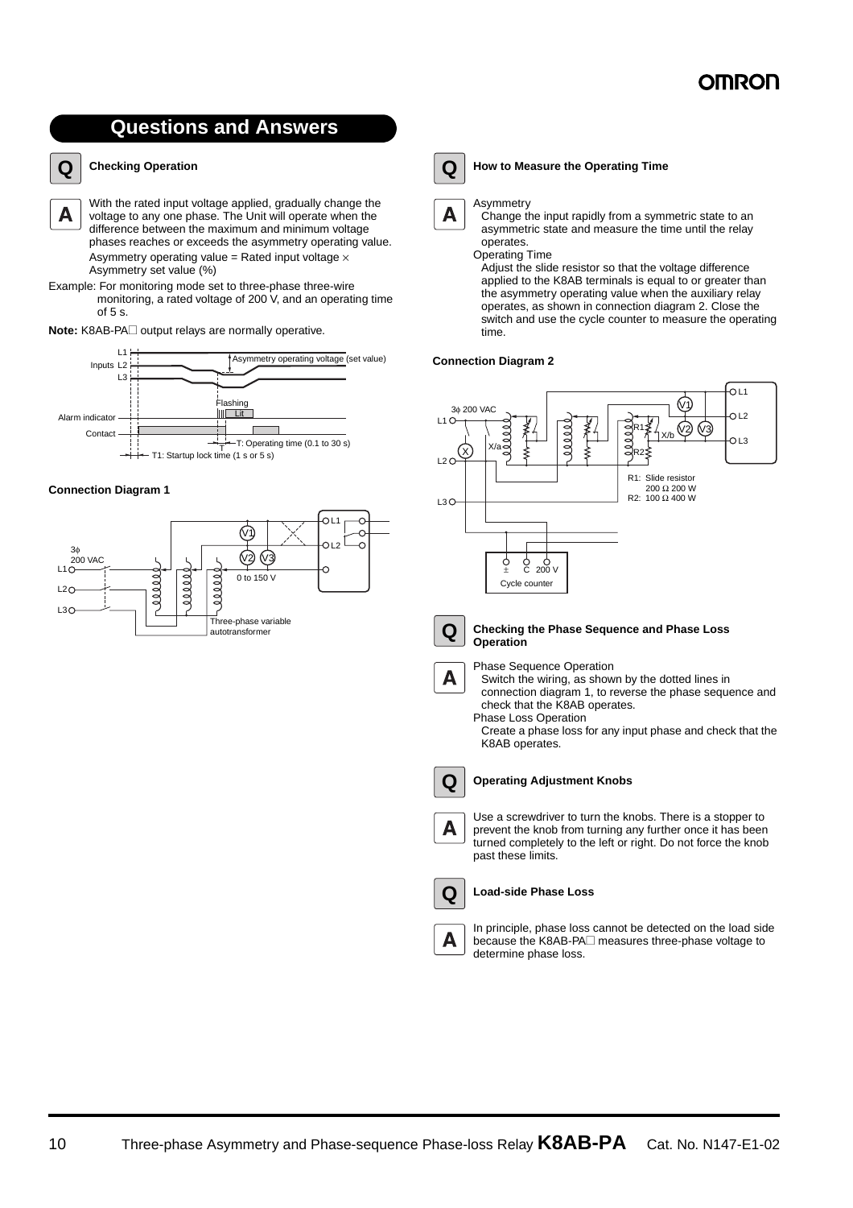## Questions and Answers

**Q** **Checking Operation**

**A** With the rated input voltage applied, gradually change the voltage to any one phase. The Unit will operate when the difference between the maximum and minimum voltage phases reaches or exceeds the asymmetry operating value.
Asymmetry operating value = Rated input voltage × Asymmetry set value (%)

Example: For monitoring mode set to three-phase three-wire monitoring, a rated voltage of 200 V, and an operating time of 5 s.

**Note:** K8AB-PA□ output relays are normally operative.

L1
Inputs L2
L3
Asymmetry operating voltage (set value)
Flashing
Lit
Alarm indicator
Contact
T: Operating time (0.1 to 30 s)
T1: Startup lock time (1 s or 5 s)

**Connection Diagram 1**

3φ 200 VAC
L1
L2
L3
V1
V2 V3
0 to 150 V
Three-phase variable autotransformer

**Q** **How to Measure the Operating Time**

**A** Asymmetry
Change the input rapidly from a symmetric state to an asymmetric state and measure the time until the relay operates.
Operating Time
Adjust the slide resistor so that the voltage difference applied to the K8AB terminals is equal to or greater than the asymmetry operating value when the auxiliary relay operates, as shown in connection diagram 2. Close the switch and use the cycle counter to measure the operating time.

**Connection Diagram 2**

3φ 200 VAC
L1
L2
L3
X/a
X/b
R1: Slide resistor 200 Ω 200 W
R2: 100 Ω 400 W
Cycle counter

**Q** **Checking the Phase Sequence and Phase Loss Operation**

**A** Phase Sequence Operation
Switch the wiring, as shown by the dotted lines in connection diagram 1, to reverse the phase sequence and check that the K8AB operates.
Phase Loss Operation
Create a phase loss for any input phase and check that the K8AB operates.

**Q** **Operating Adjustment Knobs**

**A** Use a screwdriver to turn the knobs. There is a stopper to prevent the knob from turning any further once it has been turned completely to the left or right. Do not force the knob past these limits.

**Q** **Load-side Phase Loss**

**A** In principle, phase loss cannot be detected on the load side because the K8AB-PA□ measures three-phase voltage to determine phase loss.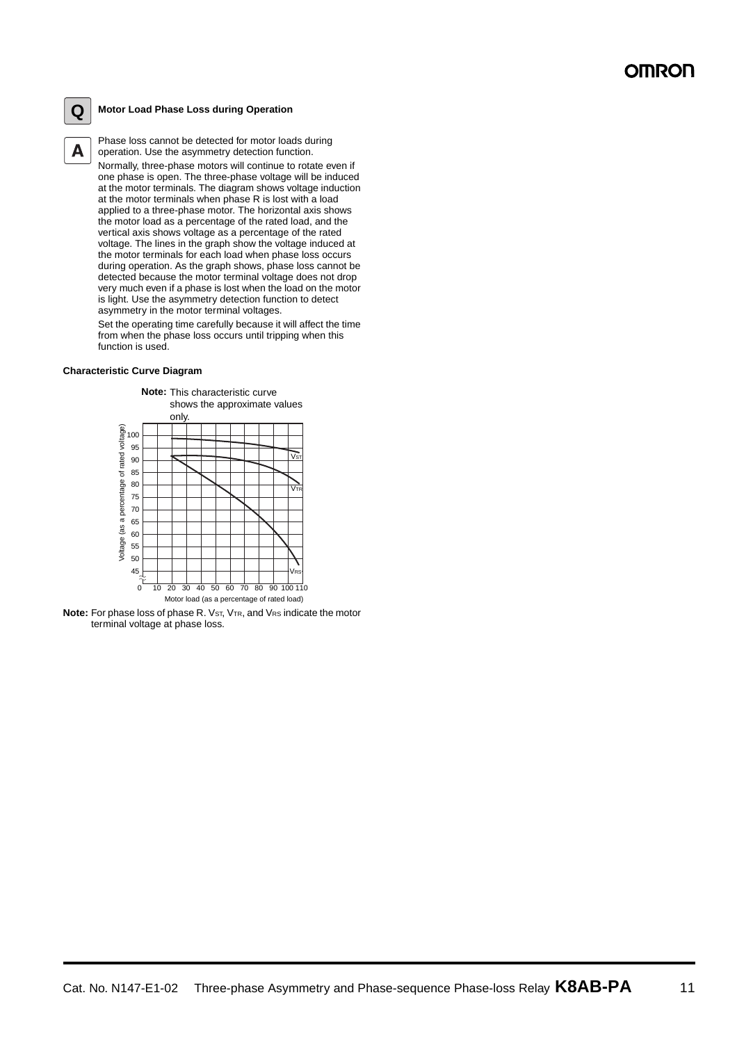**Q** **Motor Load Phase Loss during Operation**

**A** Phase loss cannot be detected for motor loads during operation. Use the asymmetry detection function.

Normally, three-phase motors will continue to rotate even if one phase is open. The three-phase voltage will be induced at the motor terminals. The diagram shows voltage induction at the motor terminals when phase R is lost with a load applied to a three-phase motor. The horizontal axis shows the motor load as a percentage of the rated load, and the vertical axis shows voltage as a percentage of the rated voltage. The lines in the graph show the voltage induced at the motor terminals for each load when phase loss occurs during operation. As the graph shows, phase loss cannot be detected because the motor terminal voltage does not drop very much even if a phase is lost when the load on the motor is light. Use the asymmetry detection function to detect asymmetry in the motor terminal voltages.

Set the operating time carefully because it will affect the time from when the phase loss occurs until tripping when this function is used.

**Characteristic Curve Diagram**

**Note:** This characteristic curve shows the approximate values only.

Voltage (as a percentage of rated voltage): 45, 50, 55, 60, 65, 70, 75, 80, 85, 90, 95, 100

Motor load (as a percentage of rated load): 0, 10, 20, 30, 40, 50, 60, 70, 80, 90, 100, 110

Curves: $V_{ST}$, $V_{TR}$, $V_{RS}$

**Note:** For phase loss of phase R. $V_{ST}$, $V_{TR}$, and $V_{RS}$ indicate the motor terminal voltage at phase loss.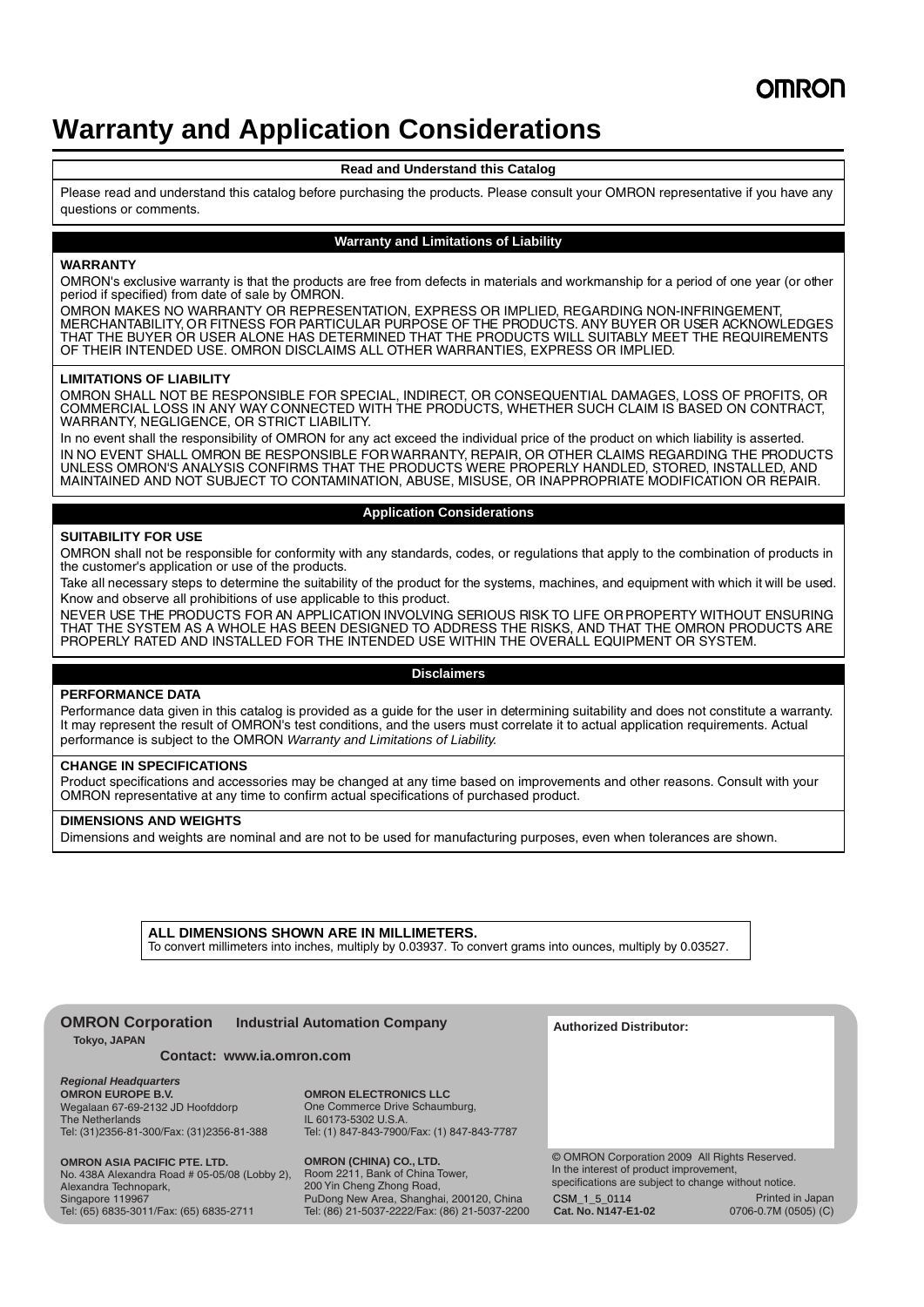# Warranty and Application Considerations

## Read and Understand this Catalog

Please read and understand this catalog before purchasing the products. Please consult your OMRON representative if you have any questions or comments.

## Warranty and Limitations of Liability

### WARRANTY

OMRON's exclusive warranty is that the products are free from defects in materials and workmanship for a period of one year (or other period if specified) from date of sale by OMRON.

OMRON MAKES NO WARRANTY OR REPRESENTATION, EXPRESS OR IMPLIED, REGARDING NON-INFRINGEMENT, MERCHANTABILITY, OR FITNESS FOR PARTICULAR PURPOSE OF THE PRODUCTS. ANY BUYER OR USER ACKNOWLEDGES THAT THE BUYER OR USER ALONE HAS DETERMINED THAT THE PRODUCTS WILL SUITABLY MEET THE REQUIREMENTS OF THEIR INTENDED USE. OMRON DISCLAIMS ALL OTHER WARRANTIES, EXPRESS OR IMPLIED.

### LIMITATIONS OF LIABILITY

OMRON SHALL NOT BE RESPONSIBLE FOR SPECIAL, INDIRECT, OR CONSEQUENTIAL DAMAGES, LOSS OF PROFITS, OR COMMERCIAL LOSS IN ANY WAY CONNECTED WITH THE PRODUCTS, WHETHER SUCH CLAIM IS BASED ON CONTRACT, WARRANTY, NEGLIGENCE, OR STRICT LIABILITY.

In no event shall the responsibility of OMRON for any act exceed the individual price of the product on which liability is asserted.

IN NO EVENT SHALL OMRON BE RESPONSIBLE FOR WARRANTY, REPAIR, OR OTHER CLAIMS REGARDING THE PRODUCTS UNLESS OMRON'S ANALYSIS CONFIRMS THAT THE PRODUCTS WERE PROPERLY HANDLED, STORED, INSTALLED, AND MAINTAINED AND NOT SUBJECT TO CONTAMINATION, ABUSE, MISUSE, OR INAPPROPRIATE MODIFICATION OR REPAIR.

## Application Considerations

### SUITABILITY FOR USE

OMRON shall not be responsible for conformity with any standards, codes, or regulations that apply to the combination of products in the customer's application or use of the products.

Take all necessary steps to determine the suitability of the product for the systems, machines, and equipment with which it will be used.

Know and observe all prohibitions of use applicable to this product.

NEVER USE THE PRODUCTS FOR AN APPLICATION INVOLVING SERIOUS RISK TO LIFE OR PROPERTY WITHOUT ENSURING THAT THE SYSTEM AS A WHOLE HAS BEEN DESIGNED TO ADDRESS THE RISKS, AND THAT THE OMRON PRODUCTS ARE PROPERLY RATED AND INSTALLED FOR THE INTENDED USE WITHIN THE OVERALL EQUIPMENT OR SYSTEM.

## Disclaimers

### PERFORMANCE DATA

Performance data given in this catalog is provided as a guide for the user in determining suitability and does not constitute a warranty. It may represent the result of OMRON's test conditions, and the users must correlate it to actual application requirements. Actual performance is subject to the OMRON *Warranty and Limitations of Liability.*

### CHANGE IN SPECIFICATIONS

Product specifications and accessories may be changed at any time based on improvements and other reasons. Consult with your OMRON representative at any time to confirm actual specifications of purchased product.

### DIMENSIONS AND WEIGHTS

Dimensions and weights are nominal and are not to be used for manufacturing purposes, even when tolerances are shown.

**ALL DIMENSIONS SHOWN ARE IN MILLIMETERS.**
To convert millimeters into inches, multiply by 0.03937. To convert grams into ounces, multiply by 0.03527.

**OMRON Corporation** **Industrial Automation Company**
**Tokyo, JAPAN**

**Contact: www.ia.omron.com**

***Regional Headquarters***

**OMRON EUROPE B.V.**
Wegalaan 67-69-2132 JD Hoofddorp
The Netherlands
Tel: (31)2356-81-300/Fax: (31)2356-81-388

**OMRON ELECTRONICS LLC**
One Commerce Drive Schaumburg,
IL 60173-5302 U.S.A.
Tel: (1) 847-843-7900/Fax: (1) 847-843-7787

**OMRON ASIA PACIFIC PTE. LTD.**
No. 438A Alexandra Road # 05-05/08 (Lobby 2),
Alexandra Technopark,
Singapore 119967
Tel: (65) 6835-3011/Fax: (65) 6835-2711

**OMRON (CHINA) CO., LTD.**
Room 2211, Bank of China Tower,
200 Yin Cheng Zhong Road,
PuDong New Area, Shanghai, 200120, China
Tel: (86) 21-5037-2222/Fax: (86) 21-5037-2200

**Authorized Distributor:**

© OMRON Corporation 2009 All Rights Reserved.
In the interest of product improvement,
specifications are subject to change without notice.

CSM_1_5_0114
**Cat. No. N147-E1-02**

Printed in Japan
0706-0.7M (0505) (C)